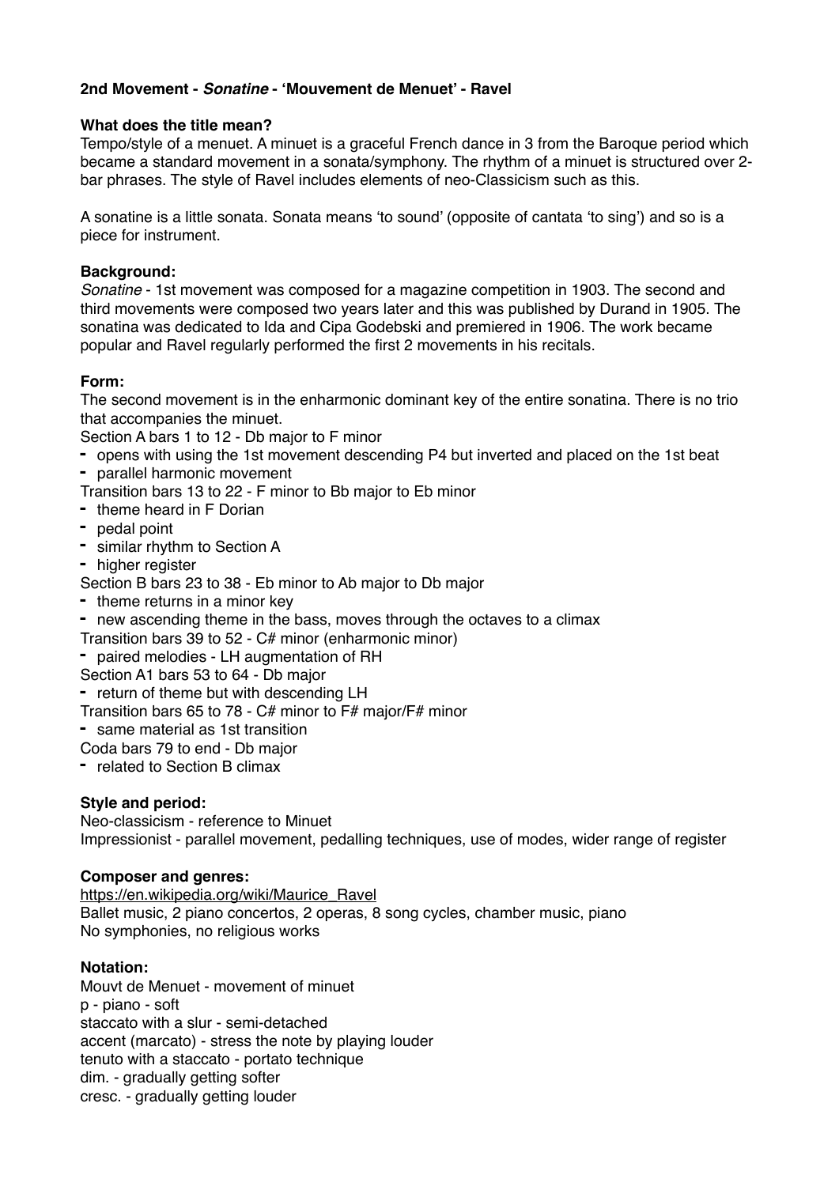**2nd Movement - *Sonatine* - 'Mouvement de Menuet' - Ravel**

**What does the title mean?**

Tempo/style of a menuet. A minuet is a graceful French dance in 3 from the Baroque period which became a standard movement in a sonata/symphony. The rhythm of a minuet is structured over 2-bar phrases. The style of Ravel includes elements of neo-Classicism such as this.

A sonatine is a little sonata. Sonata means 'to sound' (opposite of cantata 'to sing') and so is a piece for instrument.

**Background:**

*Sonatine* - 1st movement was composed for a magazine competition in 1903. The second and third movements were composed two years later and this was published by Durand in 1905. The sonatina was dedicated to Ida and Cipa Godebski and premiered in 1906. The work became popular and Ravel regularly performed the first 2 movements in his recitals.

**Form:**

The second movement is in the enharmonic dominant key of the entire sonatina. There is no trio that accompanies the minuet.

Section A bars 1 to 12 - Db major to F minor

- opens with using the 1st movement descending P4 but inverted and placed on the 1st beat
- parallel harmonic movement

Transition bars 13 to 22 - F minor to Bb major to Eb minor

- theme heard in F Dorian
- pedal point
- similar rhythm to Section A
- higher register

Section B bars 23 to 38 - Eb minor to Ab major to Db major

- theme returns in a minor key
- new ascending theme in the bass, moves through the octaves to a climax

Transition bars 39 to 52 - C# minor (enharmonic minor)

- paired melodies - LH augmentation of RH

Section A1 bars 53 to 64 - Db major

- return of theme but with descending LH

Transition bars 65 to 78 - C# minor to F# major/F# minor

- same material as 1st transition

Coda bars 79 to end - Db major

- related to Section B climax

**Style and period:**

Neo-classicism - reference to Minuet

Impressionist - parallel movement, pedalling techniques, use of modes, wider range of register

**Composer and genres:**

https://en.wikipedia.org/wiki/Maurice_Ravel

Ballet music, 2 piano concertos, 2 operas, 8 song cycles, chamber music, piano

No symphonies, no religious works

**Notation:**

Mouvt de Menuet - movement of minuet

p - piano - soft

staccato with a slur - semi-detached

accent (marcato) - stress the note by playing louder

tenuto with a staccato - portato technique

dim. - gradually getting softer

cresc. - gradually getting louder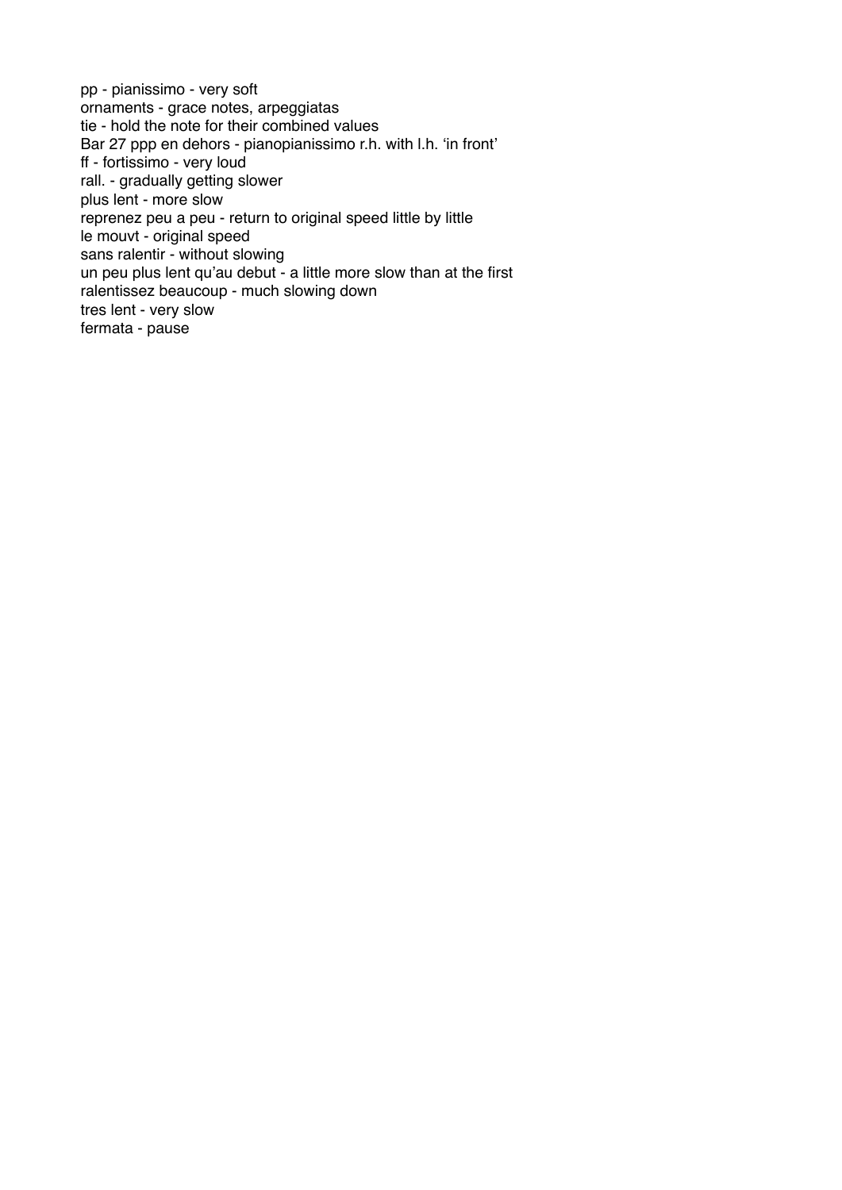pp - pianissimo - very soft
ornaments - grace notes, arpeggiatas
tie - hold the note for their combined values
Bar 27 ppp en dehors - pianopianissimo r.h. with l.h. 'in front'
ff - fortissimo - very loud
rall. - gradually getting slower
plus lent - more slow
reprenez peu a peu - return to original speed little by little
le mouvt - original speed
sans ralentir - without slowing
un peu plus lent qu'au debut - a little more slow than at the first
ralentissez beaucoup - much slowing down
tres lent - very slow
fermata - pause